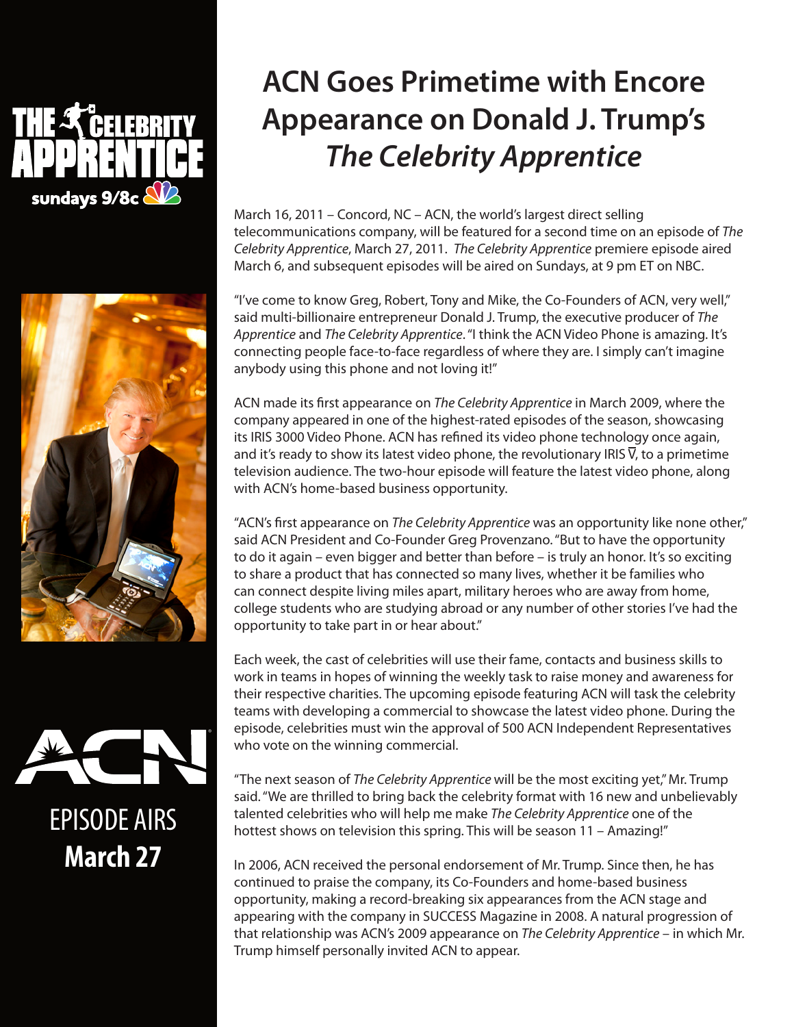THE CELEBRITY APPRENTICE

sundays 9/8c

# ACN Goes Primetime with Encore Appearance on Donald J. Trump's *The Celebrity Apprentice*

March 16, 2011 – Concord, NC – ACN, the world's largest direct selling telecommunications company, will be featured for a second time on an episode of *The Celebrity Apprentice*, March 27, 2011. *The Celebrity Apprentice* premiere episode aired March 6, and subsequent episodes will be aired on Sundays, at 9 pm ET on NBC.

"I've come to know Greg, Robert, Tony and Mike, the Co-Founders of ACN, very well," said multi-billionaire entrepreneur Donald J. Trump, the executive producer of *The Apprentice* and *The Celebrity Apprentice*. "I think the ACN Video Phone is amazing. It's connecting people face-to-face regardless of where they are. I simply can't imagine anybody using this phone and not loving it!"

ACN made its first appearance on *The Celebrity Apprentice* in March 2009, where the company appeared in one of the highest-rated episodes of the season, showcasing its IRIS 3000 Video Phone. ACN has refined its video phone technology once again, and it's ready to show its latest video phone, the revolutionary IRIS V̅, to a primetime television audience. The two-hour episode will feature the latest video phone, along with ACN's home-based business opportunity.

"ACN's first appearance on *The Celebrity Apprentice* was an opportunity like none other," said ACN President and Co-Founder Greg Provenzano. "But to have the opportunity to do it again – even bigger and better than before – is truly an honor. It's so exciting to share a product that has connected so many lives, whether it be families who can connect despite living miles apart, military heroes who are away from home, college students who are studying abroad or any number of other stories I've had the opportunity to take part in or hear about."

Each week, the cast of celebrities will use their fame, contacts and business skills to work in teams in hopes of winning the weekly task to raise money and awareness for their respective charities. The upcoming episode featuring ACN will task the celebrity teams with developing a commercial to showcase the latest video phone. During the episode, celebrities must win the approval of 500 ACN Independent Representatives who vote on the winning commercial.

"The next season of *The Celebrity Apprentice* will be the most exciting yet," Mr. Trump said. "We are thrilled to bring back the celebrity format with 16 new and unbelievably talented celebrities who will help me make *The Celebrity Apprentice* one of the hottest shows on television this spring. This will be season 11 – Amazing!"

In 2006, ACN received the personal endorsement of Mr. Trump. Since then, he has continued to praise the company, its Co-Founders and home-based business opportunity, making a record-breaking six appearances from the ACN stage and appearing with the company in SUCCESS Magazine in 2008. A natural progression of that relationship was ACN's 2009 appearance on *The Celebrity Apprentice* – in which Mr. Trump himself personally invited ACN to appear.

ACN

EPISODE AIRS
**March 27**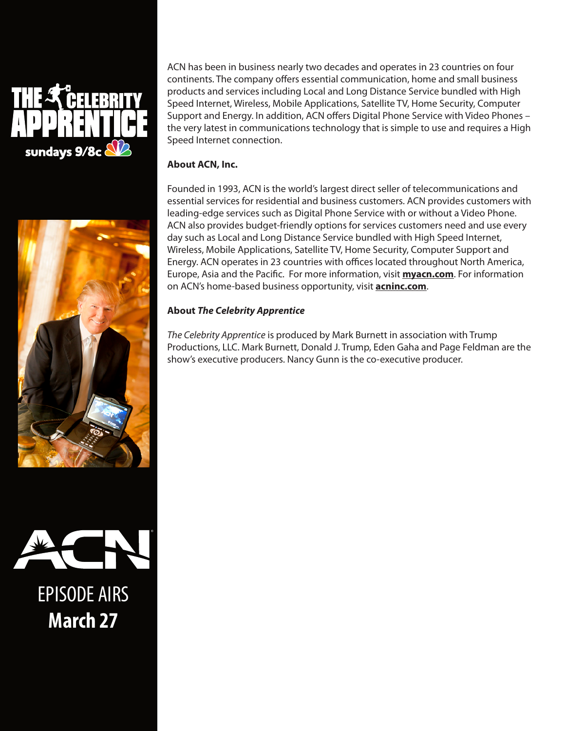THE CELEBRITY APPRENTICE

sundays 9/8c

ACN

EPISODE AIRS

**March 27**

ACN has been in business nearly two decades and operates in 23 countries on four continents. The company offers essential communication, home and small business products and services including Local and Long Distance Service bundled with High Speed Internet, Wireless, Mobile Applications, Satellite TV, Home Security, Computer Support and Energy. In addition, ACN offers Digital Phone Service with Video Phones – the very latest in communications technology that is simple to use and requires a High Speed Internet connection.

**About ACN, Inc.**

Founded in 1993, ACN is the world's largest direct seller of telecommunications and essential services for residential and business customers. ACN provides customers with leading-edge services such as Digital Phone Service with or without a Video Phone. ACN also provides budget-friendly options for services customers need and use every day such as Local and Long Distance Service bundled with High Speed Internet, Wireless, Mobile Applications, Satellite TV, Home Security, Computer Support and Energy. ACN operates in 23 countries with offices located throughout North America, Europe, Asia and the Pacific. For more information, visit **myacn.com**. For information on ACN's home-based business opportunity, visit **acninc.com**.

**About *The Celebrity Apprentice***

*The Celebrity Apprentice* is produced by Mark Burnett in association with Trump Productions, LLC. Mark Burnett, Donald J. Trump, Eden Gaha and Page Feldman are the show's executive producers. Nancy Gunn is the co-executive producer.